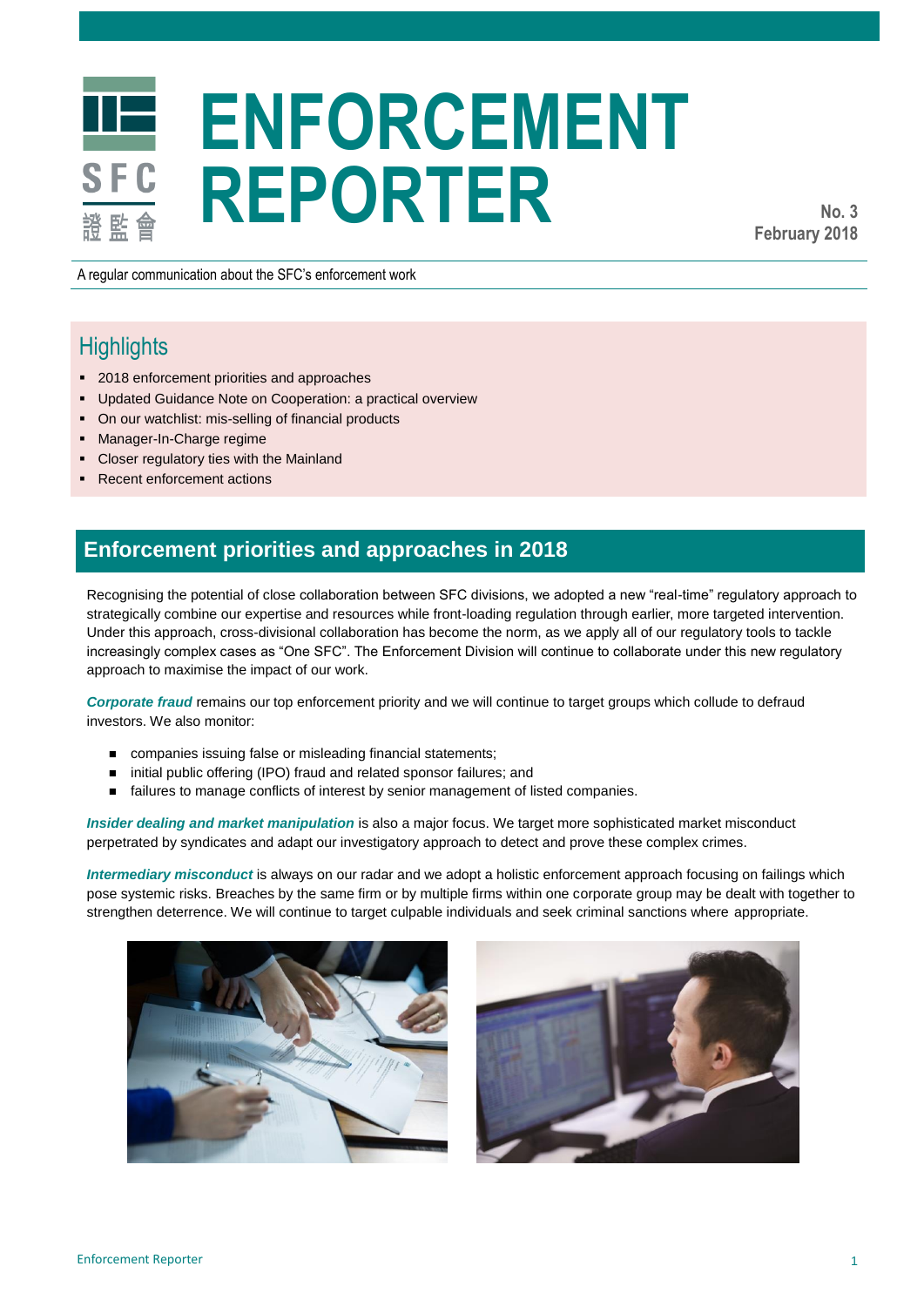# ENFORCEMENT REPORTER

**No. 3**
**February 2018**

A regular communication about the SFC's enforcement work

## Highlights

- 2018 enforcement priorities and approaches
- Updated Guidance Note on Cooperation: a practical overview
- On our watchlist: mis-selling of financial products
- Manager-In-Charge regime
- Closer regulatory ties with the Mainland
- Recent enforcement actions

## Enforcement priorities and approaches in 2018

Recognising the potential of close collaboration between SFC divisions, we adopted a new "real-time" regulatory approach to strategically combine our expertise and resources while front-loading regulation through earlier, more targeted intervention. Under this approach, cross-divisional collaboration has become the norm, as we apply all of our regulatory tools to tackle increasingly complex cases as "One SFC". The Enforcement Division will continue to collaborate under this new regulatory approach to maximise the impact of our work.

***Corporate fraud*** remains our top enforcement priority and we will continue to target groups which collude to defraud investors. We also monitor:

- companies issuing false or misleading financial statements;
- initial public offering (IPO) fraud and related sponsor failures; and
- failures to manage conflicts of interest by senior management of listed companies.

***Insider dealing and market manipulation*** is also a major focus. We target more sophisticated market misconduct perpetrated by syndicates and adapt our investigatory approach to detect and prove these complex crimes.

***Intermediary misconduct*** is always on our radar and we adopt a holistic enforcement approach focusing on failings which pose systemic risks. Breaches by the same firm or by multiple firms within one corporate group may be dealt with together to strengthen deterrence. We will continue to target culpable individuals and seek criminal sanctions where appropriate.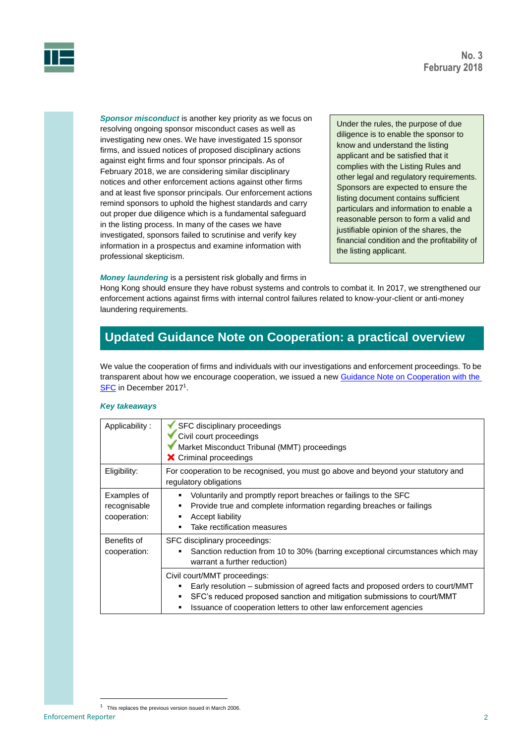***Sponsor misconduct*** is another key priority as we focus on resolving ongoing sponsor misconduct cases as well as investigating new ones. We have investigated 15 sponsor firms, and issued notices of proposed disciplinary actions against eight firms and four sponsor principals. As of February 2018, we are considering similar disciplinary notices and other enforcement actions against other firms and at least five sponsor principals. Our enforcement actions remind sponsors to uphold the highest standards and carry out proper due diligence which is a fundamental safeguard in the listing process. In many of the cases we have investigated, sponsors failed to scrutinise and verify key information in a prospectus and examine information with professional skepticism.

> Under the rules, the purpose of due diligence is to enable the sponsor to know and understand the listing applicant and be satisfied that it complies with the Listing Rules and other legal and regulatory requirements. Sponsors are expected to ensure the listing document contains sufficient particulars and information to enable a reasonable person to form a valid and justifiable opinion of the shares, the financial condition and the profitability of the listing applicant.

***Money laundering*** is a persistent risk globally and firms in Hong Kong should ensure they have robust systems and controls to combat it. In 2017, we strengthened our enforcement actions against firms with internal control failures related to know-your-client or anti-money laundering requirements.

## Updated Guidance Note on Cooperation: a practical overview

We value the cooperation of firms and individuals with our investigations and enforcement proceedings. To be transparent about how we encourage cooperation, we issued a new Guidance Note on Cooperation with the SFC in December 2017[1].

***Key takeaways***

| | |
|---|---|
| Applicability : | ✔ SFC disciplinary proceedings<br>✔ Civil court proceedings<br>✔ Market Misconduct Tribunal (MMT) proceedings<br>✘ Criminal proceedings |
| Eligibility: | For cooperation to be recognised, you must go above and beyond your statutory and regulatory obligations |
| Examples of recognisable cooperation: | ▪ Voluntarily and promptly report breaches or failings to the SFC<br>▪ Provide true and complete information regarding breaches or failings<br>▪ Accept liability<br>▪ Take rectification measures |
| Benefits of cooperation: | SFC disciplinary proceedings:<br>▪ Sanction reduction from 10 to 30% (barring exceptional circumstances which may warrant a further reduction) |
| | Civil court/MMT proceedings:<br>▪ Early resolution – submission of agreed facts and proposed orders to court/MMT<br>▪ SFC's reduced proposed sanction and mitigation submissions to court/MMT<br>▪ Issuance of cooperation letters to other law enforcement agencies |

[1] This replaces the previous version issued in March 2006.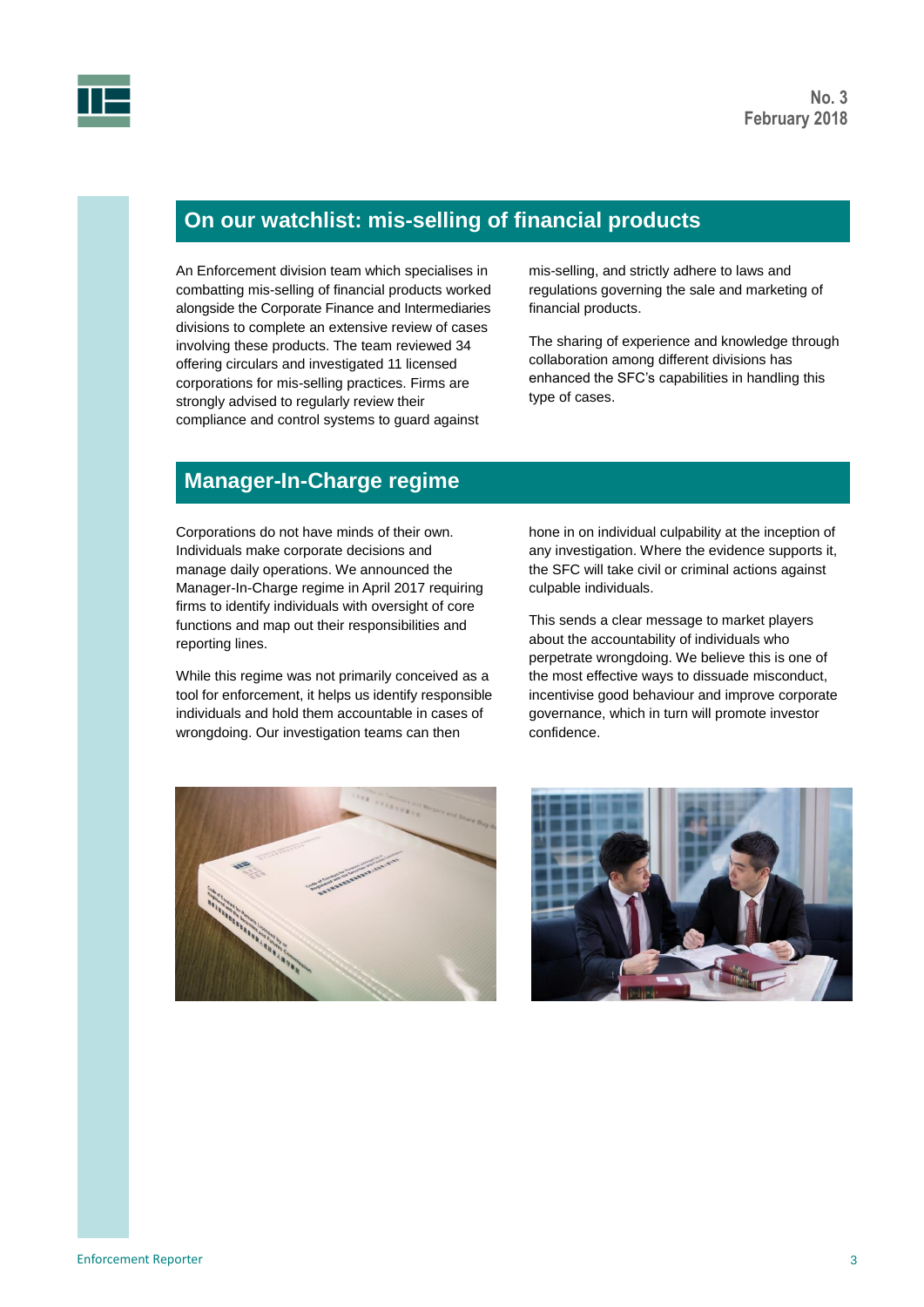## On our watchlist: mis-selling of financial products

An Enforcement division team which specialises in combatting mis-selling of financial products worked alongside the Corporate Finance and Intermediaries divisions to complete an extensive review of cases involving these products. The team reviewed 34 offering circulars and investigated 11 licensed corporations for mis-selling practices. Firms are strongly advised to regularly review their compliance and control systems to guard against mis-selling, and strictly adhere to laws and regulations governing the sale and marketing of financial products.

The sharing of experience and knowledge through collaboration among different divisions has enhanced the SFC's capabilities in handling this type of cases.

## Manager-In-Charge regime

Corporations do not have minds of their own. Individuals make corporate decisions and manage daily operations. We announced the Manager-In-Charge regime in April 2017 requiring firms to identify individuals with oversight of core functions and map out their responsibilities and reporting lines.

While this regime was not primarily conceived as a tool for enforcement, it helps us identify responsible individuals and hold them accountable in cases of wrongdoing. Our investigation teams can then hone in on individual culpability at the inception of any investigation. Where the evidence supports it, the SFC will take civil or criminal actions against culpable individuals.

This sends a clear message to market players about the accountability of individuals who perpetrate wrongdoing. We believe this is one of the most effective ways to dissuade misconduct, incentivise good behaviour and improve corporate governance, which in turn will promote investor confidence.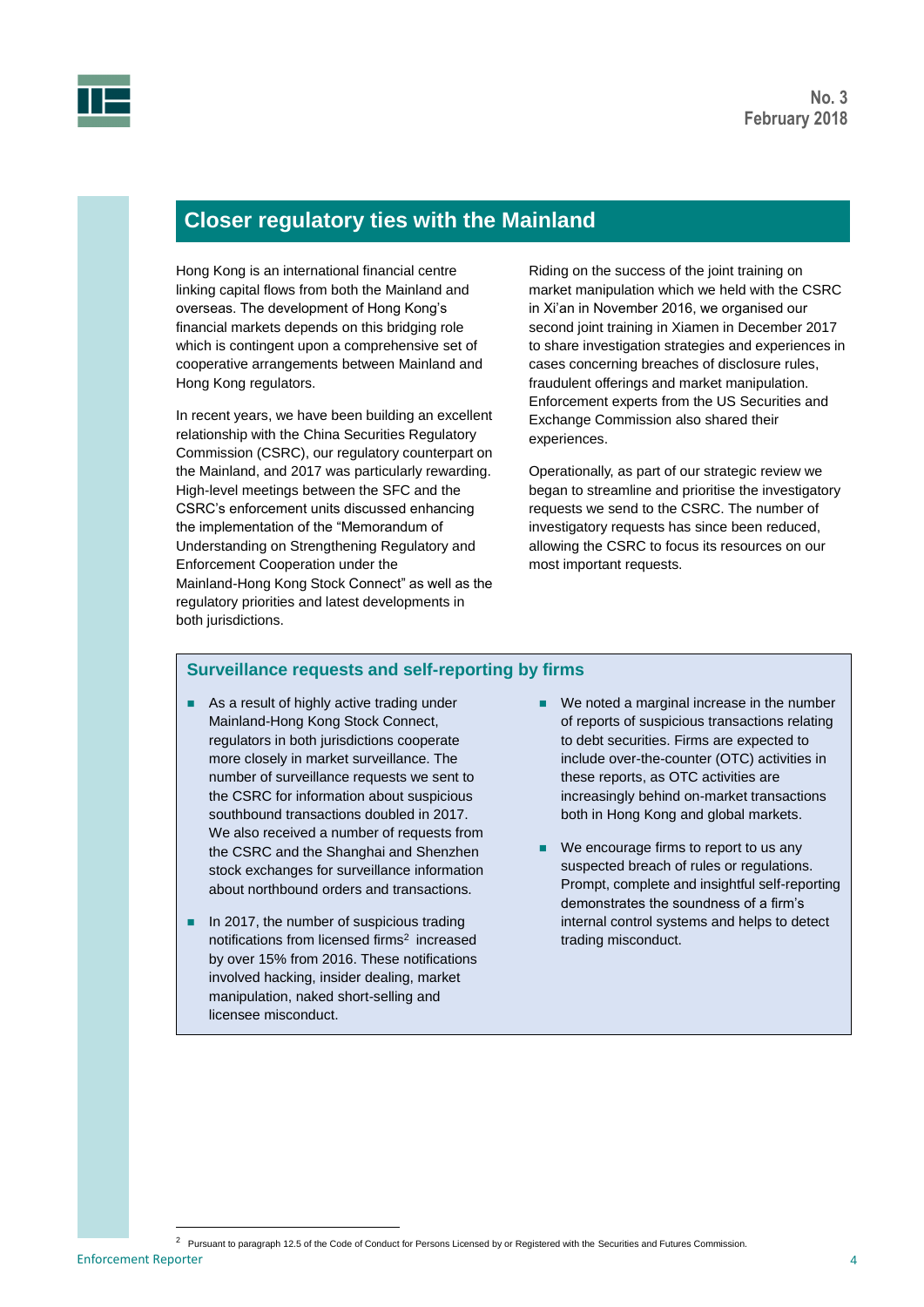## Closer regulatory ties with the Mainland

Hong Kong is an international financial centre linking capital flows from both the Mainland and overseas. The development of Hong Kong's financial markets depends on this bridging role which is contingent upon a comprehensive set of cooperative arrangements between Mainland and Hong Kong regulators.

In recent years, we have been building an excellent relationship with the China Securities Regulatory Commission (CSRC), our regulatory counterpart on the Mainland, and 2017 was particularly rewarding. High-level meetings between the SFC and the CSRC's enforcement units discussed enhancing the implementation of the "Memorandum of Understanding on Strengthening Regulatory and Enforcement Cooperation under the Mainland-Hong Kong Stock Connect" as well as the regulatory priorities and latest developments in both jurisdictions.

Riding on the success of the joint training on market manipulation which we held with the CSRC in Xi'an in November 2016, we organised our second joint training in Xiamen in December 2017 to share investigation strategies and experiences in cases concerning breaches of disclosure rules, fraudulent offerings and market manipulation. Enforcement experts from the US Securities and Exchange Commission also shared their experiences.

Operationally, as part of our strategic review we began to streamline and prioritise the investigatory requests we send to the CSRC. The number of investigatory requests has since been reduced, allowing the CSRC to focus its resources on our most important requests.

### Surveillance requests and self-reporting by firms

- As a result of highly active trading under Mainland-Hong Kong Stock Connect, regulators in both jurisdictions cooperate more closely in market surveillance. The number of surveillance requests we sent to the CSRC for information about suspicious southbound transactions doubled in 2017. We also received a number of requests from the CSRC and the Shanghai and Shenzhen stock exchanges for surveillance information about northbound orders and transactions.
- In 2017, the number of suspicious trading notifications from licensed firms[2] increased by over 15% from 2016. These notifications involved hacking, insider dealing, market manipulation, naked short-selling and licensee misconduct.
- We noted a marginal increase in the number of reports of suspicious transactions relating to debt securities. Firms are expected to include over-the-counter (OTC) activities in these reports, as OTC activities are increasingly behind on-market transactions both in Hong Kong and global markets.
- We encourage firms to report to us any suspected breach of rules or regulations. Prompt, complete and insightful self-reporting demonstrates the soundness of a firm's internal control systems and helps to detect trading misconduct.

[2] Pursuant to paragraph 12.5 of the Code of Conduct for Persons Licensed by or Registered with the Securities and Futures Commission.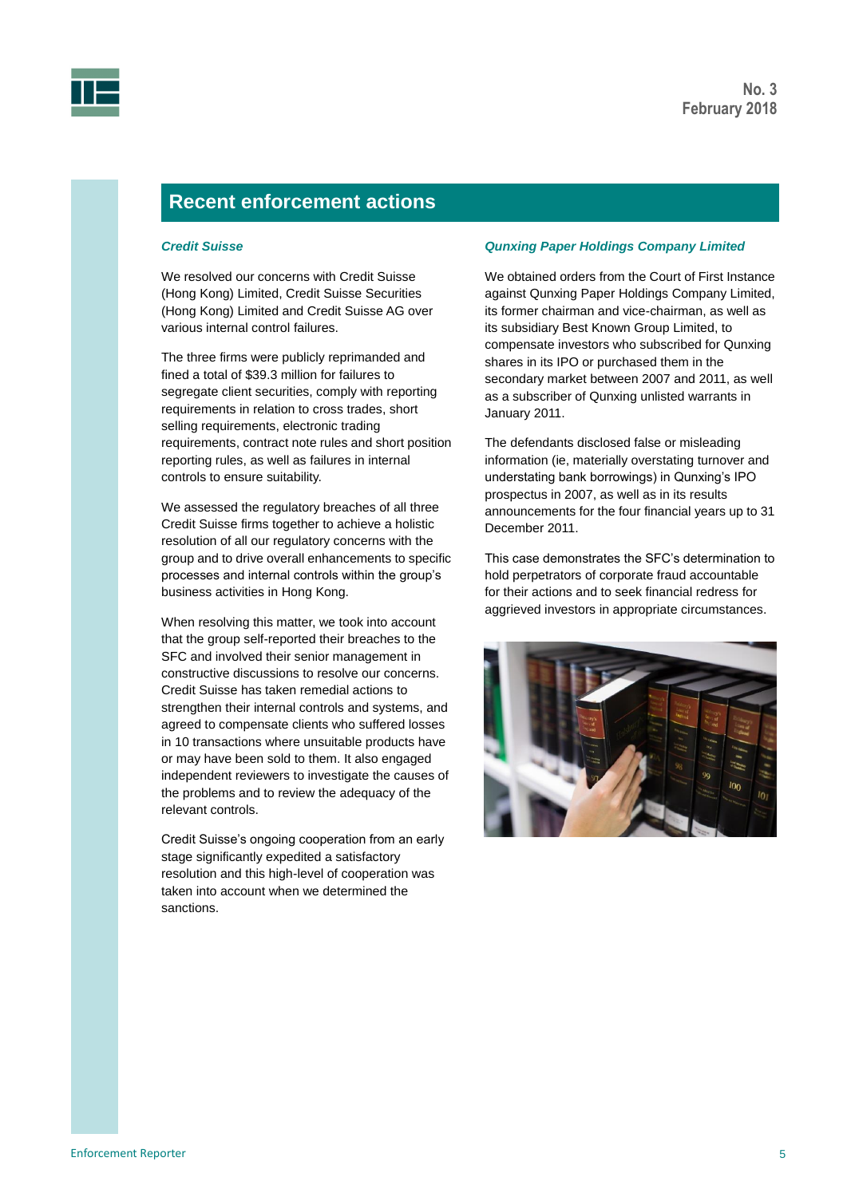## Recent enforcement actions

### *Credit Suisse*

We resolved our concerns with Credit Suisse (Hong Kong) Limited, Credit Suisse Securities (Hong Kong) Limited and Credit Suisse AG over various internal control failures.

The three firms were publicly reprimanded and fined a total of $39.3 million for failures to segregate client securities, comply with reporting requirements in relation to cross trades, short selling requirements, electronic trading requirements, contract note rules and short position reporting rules, as well as failures in internal controls to ensure suitability.

We assessed the regulatory breaches of all three Credit Suisse firms together to achieve a holistic resolution of all our regulatory concerns with the group and to drive overall enhancements to specific processes and internal controls within the group's business activities in Hong Kong.

When resolving this matter, we took into account that the group self-reported their breaches to the SFC and involved their senior management in constructive discussions to resolve our concerns. Credit Suisse has taken remedial actions to strengthen their internal controls and systems, and agreed to compensate clients who suffered losses in 10 transactions where unsuitable products have or may have been sold to them. It also engaged independent reviewers to investigate the causes of the problems and to review the adequacy of the relevant controls.

Credit Suisse's ongoing cooperation from an early stage significantly expedited a satisfactory resolution and this high-level of cooperation was taken into account when we determined the sanctions.

### *Qunxing Paper Holdings Company Limited*

We obtained orders from the Court of First Instance against Qunxing Paper Holdings Company Limited, its former chairman and vice-chairman, as well as its subsidiary Best Known Group Limited, to compensate investors who subscribed for Qunxing shares in its IPO or purchased them in the secondary market between 2007 and 2011, as well as a subscriber of Qunxing unlisted warrants in January 2011.

The defendants disclosed false or misleading information (ie, materially overstating turnover and understating bank borrowings) in Qunxing's IPO prospectus in 2007, as well as in its results announcements for the four financial years up to 31 December 2011.

This case demonstrates the SFC's determination to hold perpetrators of corporate fraud accountable for their actions and to seek financial redress for aggrieved investors in appropriate circumstances.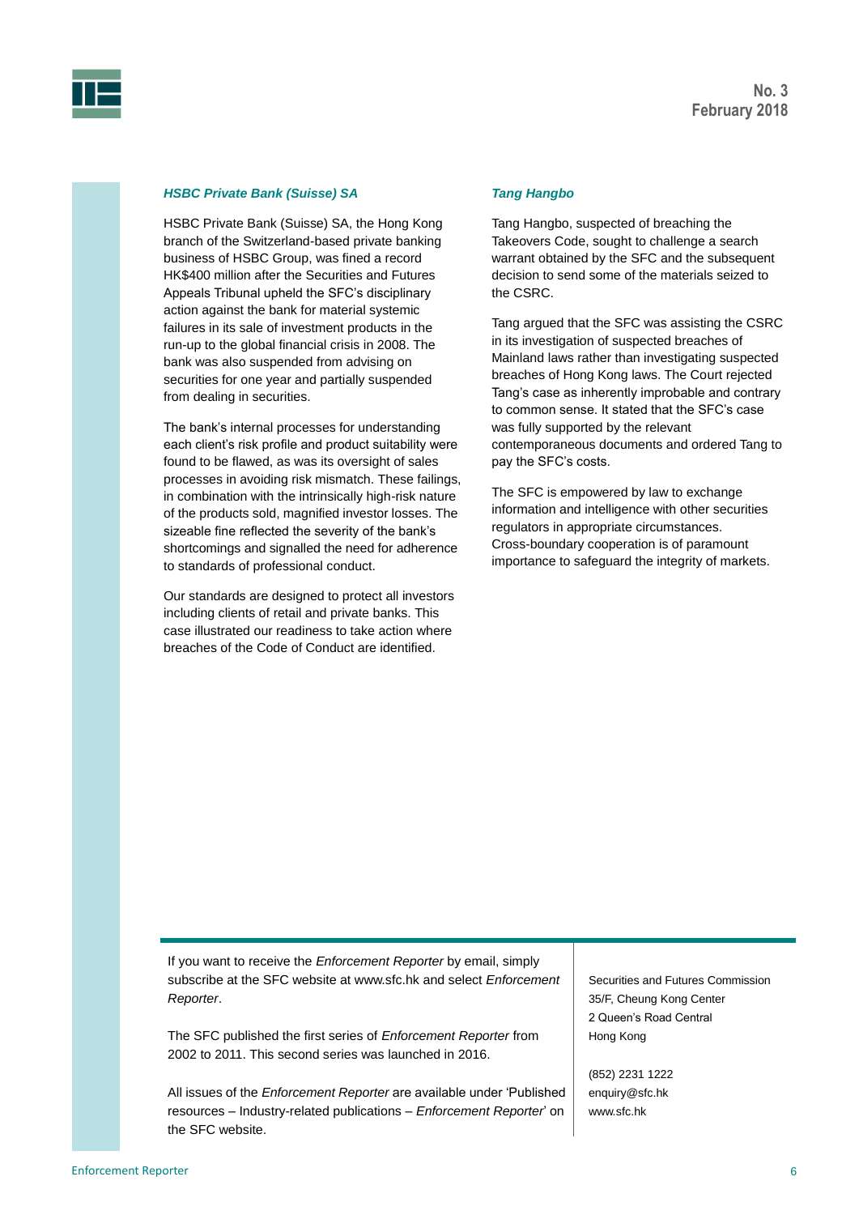### *HSBC Private Bank (Suisse) SA*

HSBC Private Bank (Suisse) SA, the Hong Kong branch of the Switzerland-based private banking business of HSBC Group, was fined a record HK$400 million after the Securities and Futures Appeals Tribunal upheld the SFC's disciplinary action against the bank for material systemic failures in its sale of investment products in the run-up to the global financial crisis in 2008. The bank was also suspended from advising on securities for one year and partially suspended from dealing in securities.

The bank's internal processes for understanding each client's risk profile and product suitability were found to be flawed, as was its oversight of sales processes in avoiding risk mismatch. These failings, in combination with the intrinsically high-risk nature of the products sold, magnified investor losses. The sizeable fine reflected the severity of the bank's shortcomings and signalled the need for adherence to standards of professional conduct.

Our standards are designed to protect all investors including clients of retail and private banks. This case illustrated our readiness to take action where breaches of the Code of Conduct are identified.

### *Tang Hangbo*

Tang Hangbo, suspected of breaching the Takeovers Code, sought to challenge a search warrant obtained by the SFC and the subsequent decision to send some of the materials seized to the CSRC.

Tang argued that the SFC was assisting the CSRC in its investigation of suspected breaches of Mainland laws rather than investigating suspected breaches of Hong Kong laws. The Court rejected Tang's case as inherently improbable and contrary to common sense. It stated that the SFC's case was fully supported by the relevant contemporaneous documents and ordered Tang to pay the SFC's costs.

The SFC is empowered by law to exchange information and intelligence with other securities regulators in appropriate circumstances. Cross-boundary cooperation is of paramount importance to safeguard the integrity of markets.

---

If you want to receive the *Enforcement Reporter* by email, simply subscribe at the SFC website at www.sfc.hk and select *Enforcement Reporter*.

The SFC published the first series of *Enforcement Reporter* from 2002 to 2011. This second series was launched in 2016.

All issues of the *Enforcement Reporter* are available under 'Published resources – Industry-related publications – *Enforcement Reporter*' on the SFC website.

Securities and Futures Commission
35/F, Cheung Kong Center
2 Queen's Road Central
Hong Kong

(852) 2231 1222
enquiry@sfc.hk
www.sfc.hk